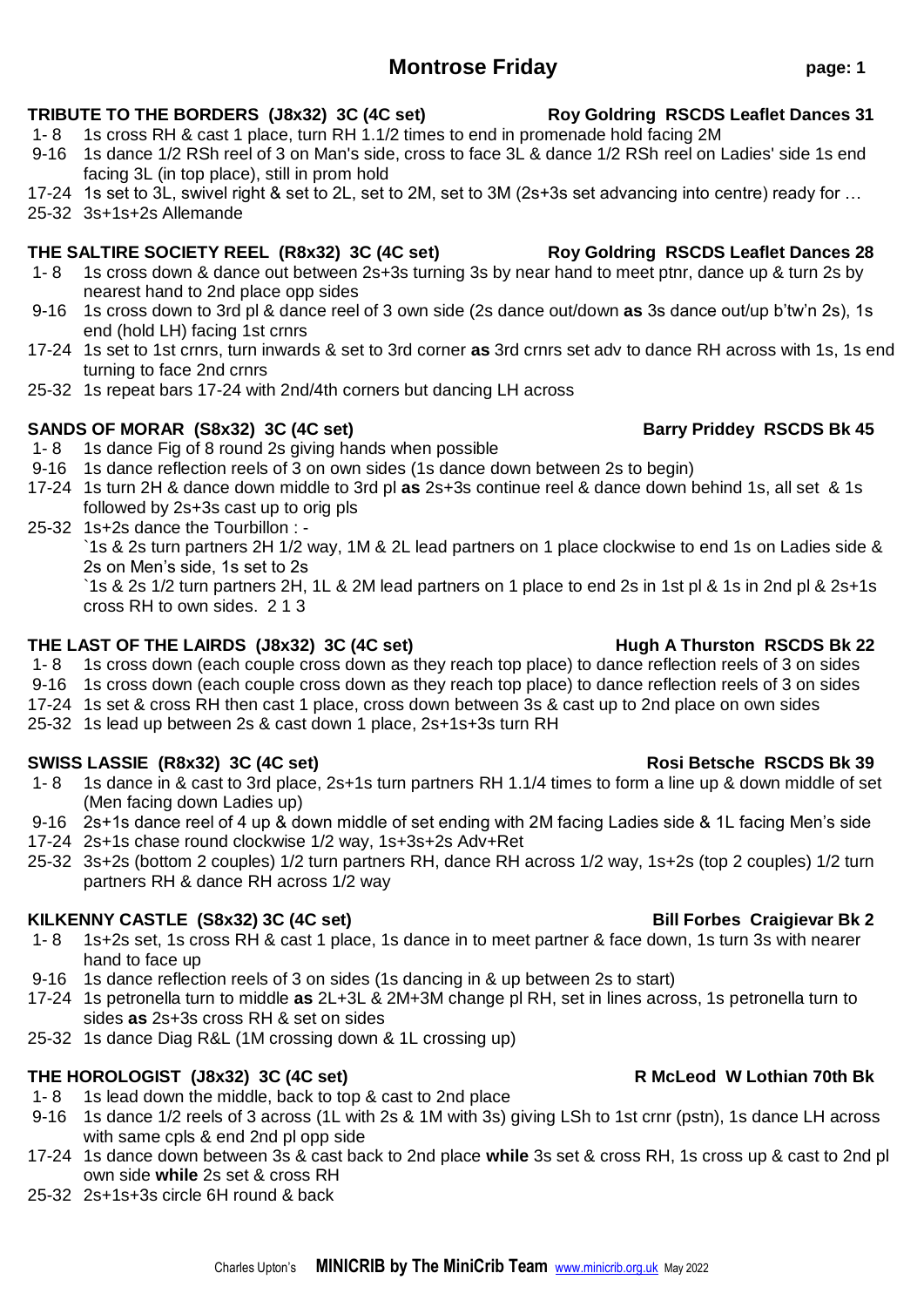# Montrose Friday

### TRIBUTE TO THE BORDERS (J8x32) 3C (4C set) — Roy Goldring RSCDS Leaflet Dances 31

- 1- 8 1s cross RH & cast 1 place, turn RH 1.1/2 times to end in promenade hold facing 2M
- 9-16 1s dance 1/2 RSh reel of 3 on Man's side, cross to face 3L & dance 1/2 RSh reel on Ladies' side 1s end facing 3L (in top place), still in prom hold
- 17-24 1s set to 3L, swivel right & set to 2L, set to 2M, set to 3M (2s+3s set advancing into centre) ready for …
- 25-32 3s+1s+2s Allemande

### THE SALTIRE SOCIETY REEL (R8x32) 3C (4C set) — Roy Goldring RSCDS Leaflet Dances 28

- 1- 8 1s cross down & dance out between 2s+3s turning 3s by near hand to meet ptnr, dance up & turn 2s by nearest hand to 2nd place opp sides
- 9-16 1s cross down to 3rd pl & dance reel of 3 own side (2s dance out/down **as** 3s dance out/up b'tw'n 2s), 1s end (hold LH) facing 1st crnrs
- 17-24 1s set to 1st crnrs, turn inwards & set to 3rd corner **as** 3rd crnrs set adv to dance RH across with 1s, 1s end turning to face 2nd crnrs
- 25-32 1s repeat bars 17-24 with 2nd/4th corners but dancing LH across

### SANDS OF MORAR (S8x32) 3C (4C set) — Barry Priddey RSCDS Bk 45

- 1- 8 1s dance Fig of 8 round 2s giving hands when possible
- 9-16 1s dance reflection reels of 3 on own sides (1s dance down between 2s to begin)
- 17-24 1s turn 2H & dance down middle to 3rd pl **as** 2s+3s continue reel & dance down behind 1s, all set & 1s followed by 2s+3s cast up to orig pls
- 25-32 1s+2s dance the Tourbillon : -
  `1s & 2s turn partners 2H 1/2 way, 1M & 2L lead partners on 1 place clockwise to end 1s on Ladies side & 2s on Men's side, 1s set to 2s
  `1s & 2s 1/2 turn partners 2H, 1L & 2M lead partners on 1 place to end 2s in 1st pl & 1s in 2nd pl & 2s+1s cross RH to own sides. 2 1 3

### THE LAST OF THE LAIRDS (J8x32) 3C (4C set) — Hugh A Thurston RSCDS Bk 22

- 1- 8 1s cross down (each couple cross down as they reach top place) to dance reflection reels of 3 on sides
- 9-16 1s cross down (each couple cross down as they reach top place) to dance reflection reels of 3 on sides
- 17-24 1s set & cross RH then cast 1 place, cross down between 3s & cast up to 2nd place on own sides
- 25-32 1s lead up between 2s & cast down 1 place, 2s+1s+3s turn RH

### SWISS LASSIE (R8x32) 3C (4C set) — Rosi Betsche RSCDS Bk 39

- 1- 8 1s dance in & cast to 3rd place, 2s+1s turn partners RH 1.1/4 times to form a line up & down middle of set (Men facing down Ladies up)
- 9-16 2s+1s dance reel of 4 up & down middle of set ending with 2M facing Ladies side & 1L facing Men's side
- 17-24 2s+1s chase round clockwise 1/2 way, 1s+3s+2s Adv+Ret
- 25-32 3s+2s (bottom 2 couples) 1/2 turn partners RH, dance RH across 1/2 way, 1s+2s (top 2 couples) 1/2 turn partners RH & dance RH across 1/2 way

### KILKENNY CASTLE (S8x32) 3C (4C set) — Bill Forbes Craigievar Bk 2

- 1- 8 1s+2s set, 1s cross RH & cast 1 place, 1s dance in to meet partner & face down, 1s turn 3s with nearer hand to face up
- 9-16 1s dance reflection reels of 3 on sides (1s dancing in & up between 2s to start)
- 17-24 1s petronella turn to middle **as** 2L+3L & 2M+3M change pl RH, set in lines across, 1s petronella turn to sides **as** 2s+3s cross RH & set on sides
- 25-32 1s dance Diag R&L (1M crossing down & 1L crossing up)

### THE HOROLOGIST (J8x32) 3C (4C set) — R McLeod W Lothian 70th Bk

- 1- 8 1s lead down the middle, back to top & cast to 2nd place
- 9-16 1s dance 1/2 reels of 3 across (1L with 2s & 1M with 3s) giving LSh to 1st crnr (pstn), 1s dance LH across with same cpls & end 2nd pl opp side
- 17-24 1s dance down between 3s & cast back to 2nd place **while** 3s set & cross RH, 1s cross up & cast to 2nd pl own side **while** 2s set & cross RH
- 25-32 2s+1s+3s circle 6H round & back

Charles Upton's **MINICRIB by The MiniCrib Team** www.minicrib.org.uk May 2022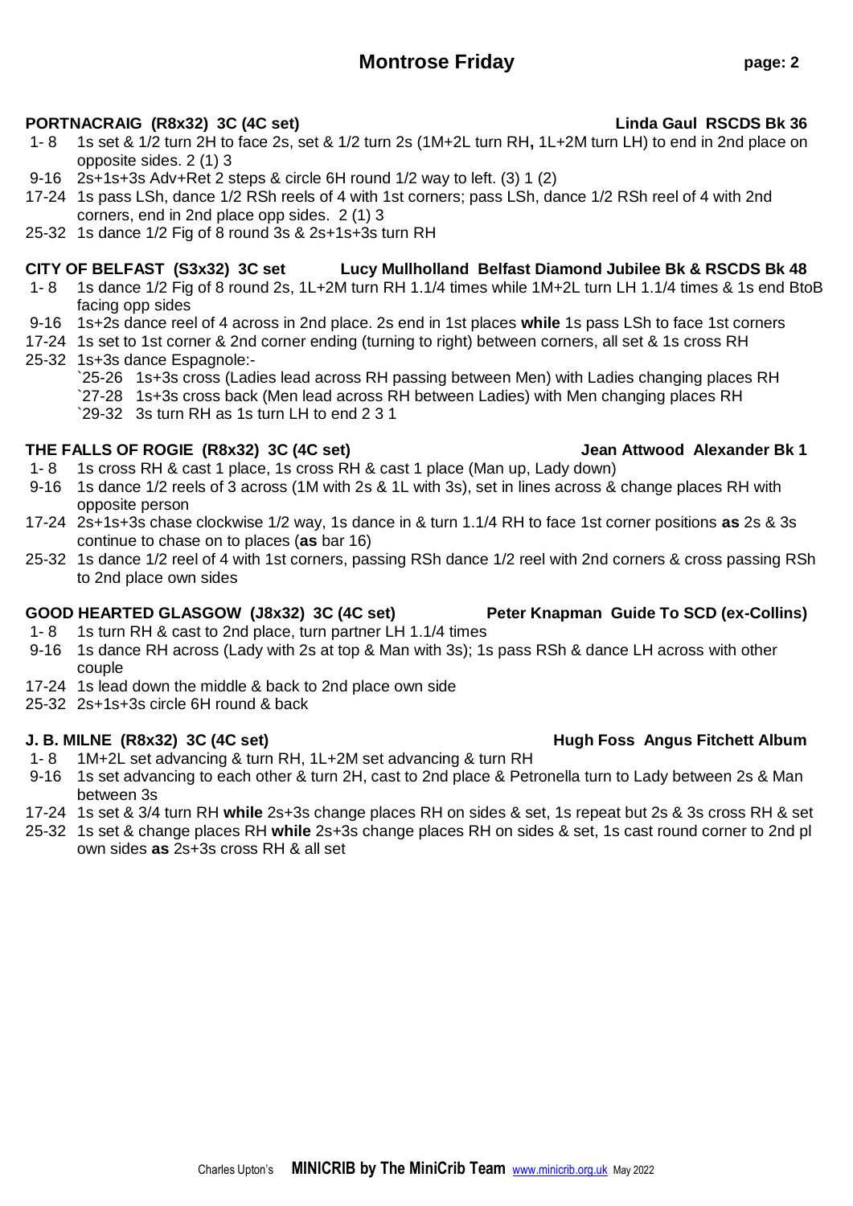## Montrose Friday

**PORTNACRAIG (R8x32) 3C (4C set)** **Linda Gaul RSCDS Bk 36**

- 1- 8 1s set & 1/2 turn 2H to face 2s, set & 1/2 turn 2s (1M+2L turn RH**,** 1L+2M turn LH) to end in 2nd place on opposite sides. 2 (1) 3
- 9-16 2s+1s+3s Adv+Ret 2 steps & circle 6H round 1/2 way to left. (3) 1 (2)
- 17-24 1s pass LSh, dance 1/2 RSh reels of 4 with 1st corners; pass LSh, dance 1/2 RSh reel of 4 with 2nd corners, end in 2nd place opp sides. 2 (1) 3
- 25-32 1s dance 1/2 Fig of 8 round 3s & 2s+1s+3s turn RH

**CITY OF BELFAST (S3x32) 3C set** **Lucy Mullholland Belfast Diamond Jubilee Bk & RSCDS Bk 48**

- 1- 8 1s dance 1/2 Fig of 8 round 2s, 1L+2M turn RH 1.1/4 times while 1M+2L turn LH 1.1/4 times & 1s end BtoB facing opp sides
- 9-16 1s+2s dance reel of 4 across in 2nd place. 2s end in 1st places **while** 1s pass LSh to face 1st corners
- 17-24 1s set to 1st corner & 2nd corner ending (turning to right) between corners, all set & 1s cross RH
- 25-32 1s+3s dance Espagnole:-
  - `25-26 1s+3s cross (Ladies lead across RH passing between Men) with Ladies changing places RH
  - `27-28 1s+3s cross back (Men lead across RH between Ladies) with Men changing places RH
  - `29-32 3s turn RH as 1s turn LH to end 2 3 1

**THE FALLS OF ROGIE (R8x32) 3C (4C set)** **Jean Attwood Alexander Bk 1**

- 1- 8 1s cross RH & cast 1 place, 1s cross RH & cast 1 place (Man up, Lady down)
- 9-16 1s dance 1/2 reels of 3 across (1M with 2s & 1L with 3s), set in lines across & change places RH with opposite person
- 17-24 2s+1s+3s chase clockwise 1/2 way, 1s dance in & turn 1.1/4 RH to face 1st corner positions **as** 2s & 3s continue to chase on to places (**as** bar 16)
- 25-32 1s dance 1/2 reel of 4 with 1st corners, passing RSh dance 1/2 reel with 2nd corners & cross passing RSh to 2nd place own sides

**GOOD HEARTED GLASGOW (J8x32) 3C (4C set)** **Peter Knapman Guide To SCD (ex-Collins)**

- 1- 8 1s turn RH & cast to 2nd place, turn partner LH 1.1/4 times
- 9-16 1s dance RH across (Lady with 2s at top & Man with 3s); 1s pass RSh & dance LH across with other couple
- 17-24 1s lead down the middle & back to 2nd place own side
- 25-32 2s+1s+3s circle 6H round & back

**J. B. MILNE (R8x32) 3C (4C set)** **Hugh Foss Angus Fitchett Album**

- 1- 8 1M+2L set advancing & turn RH, 1L+2M set advancing & turn RH
- 9-16 1s set advancing to each other & turn 2H, cast to 2nd place & Petronella turn to Lady between 2s & Man between 3s
- 17-24 1s set & 3/4 turn RH **while** 2s+3s change places RH on sides & set, 1s repeat but 2s & 3s cross RH & set
- 25-32 1s set & change places RH **while** 2s+3s change places RH on sides & set, 1s cast round corner to 2nd pl own sides **as** 2s+3s cross RH & all set

Charles Upton's **MINICRIB by The MiniCrib Team** www.minicrib.org.uk May 2022